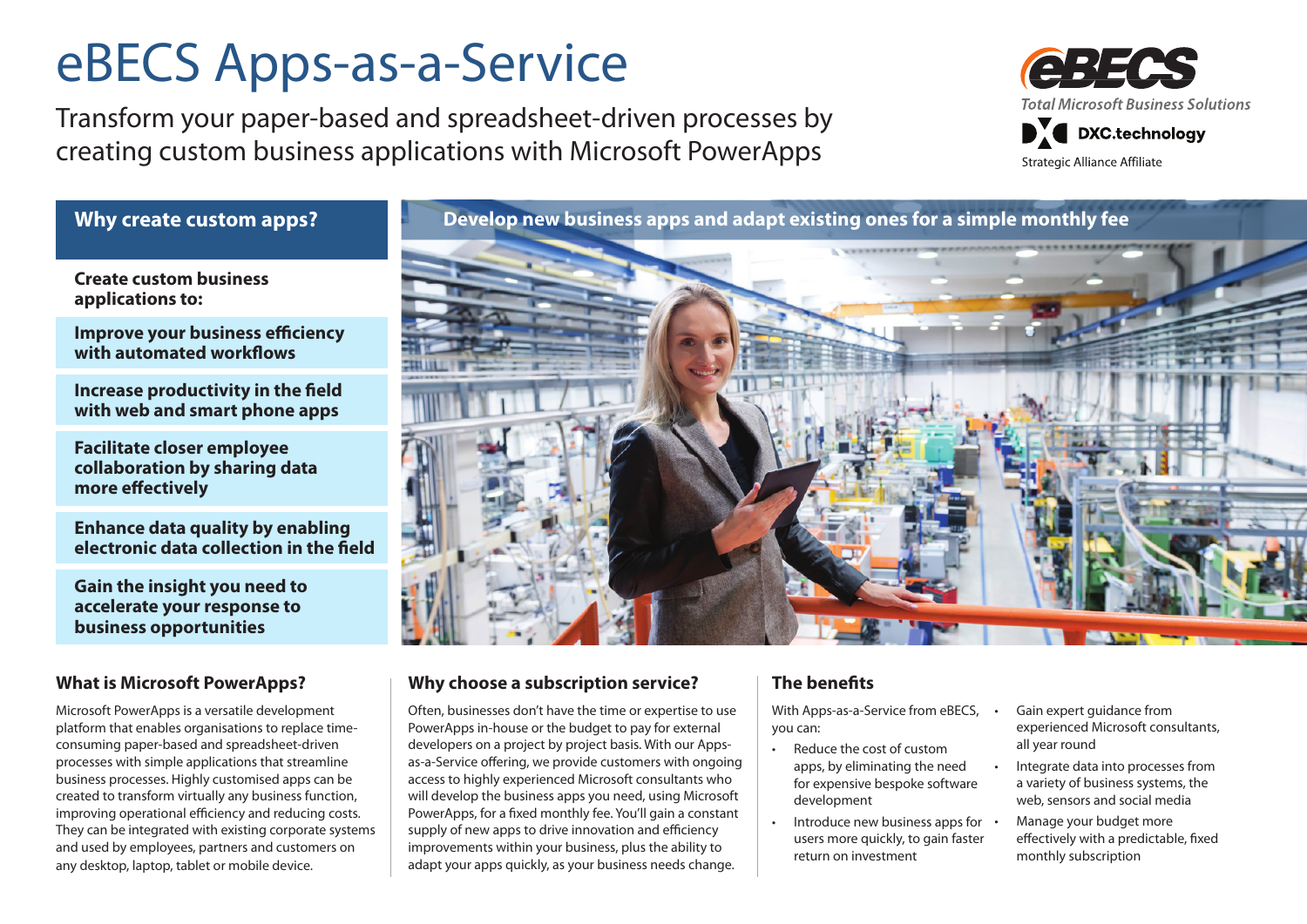# eBECS Apps-as-a-Service

Transform your paper-based and spreadsheet-driven processes by creating custom business applications with Microsoft PowerApps

eBECS
*Total Microsoft Business Solutions*
DXC.technology
Strategic Alliance Affiliate

## Why create custom apps?

**Create custom business applications to:**

**Improve your business efficiency with automated workflows**

**Increase productivity in the field with web and smart phone apps**

**Facilitate closer employee collaboration by sharing data more effectively**

**Enhance data quality by enabling electronic data collection in the field**

**Gain the insight you need to accelerate your response to business opportunities**

## Develop new business apps and adapt existing ones for a simple monthly fee

### What is Microsoft PowerApps?

Microsoft PowerApps is a versatile development platform that enables organisations to replace time-consuming paper-based and spreadsheet-driven processes with simple applications that streamline business processes. Highly customised apps can be created to transform virtually any business function, improving operational efficiency and reducing costs. They can be integrated with existing corporate systems and used by employees, partners and customers on any desktop, laptop, tablet or mobile device.

### Why choose a subscription service?

Often, businesses don't have the time or expertise to use PowerApps in-house or the budget to pay for external developers on a project by project basis. With our Apps-as-a-Service offering, we provide customers with ongoing access to highly experienced Microsoft consultants who will develop the business apps you need, using Microsoft PowerApps, for a fixed monthly fee. You'll gain a constant supply of new apps to drive innovation and efficiency improvements within your business, plus the ability to adapt your apps quickly, as your business needs change.

### The benefits

With Apps-as-a-Service from eBECS, you can:

- Reduce the cost of custom apps, by eliminating the need for expensive bespoke software development
- Introduce new business apps for users more quickly, to gain faster return on investment
- Gain expert guidance from experienced Microsoft consultants, all year round
- Integrate data into processes from a variety of business systems, the web, sensors and social media
- Manage your budget more effectively with a predictable, fixed monthly subscription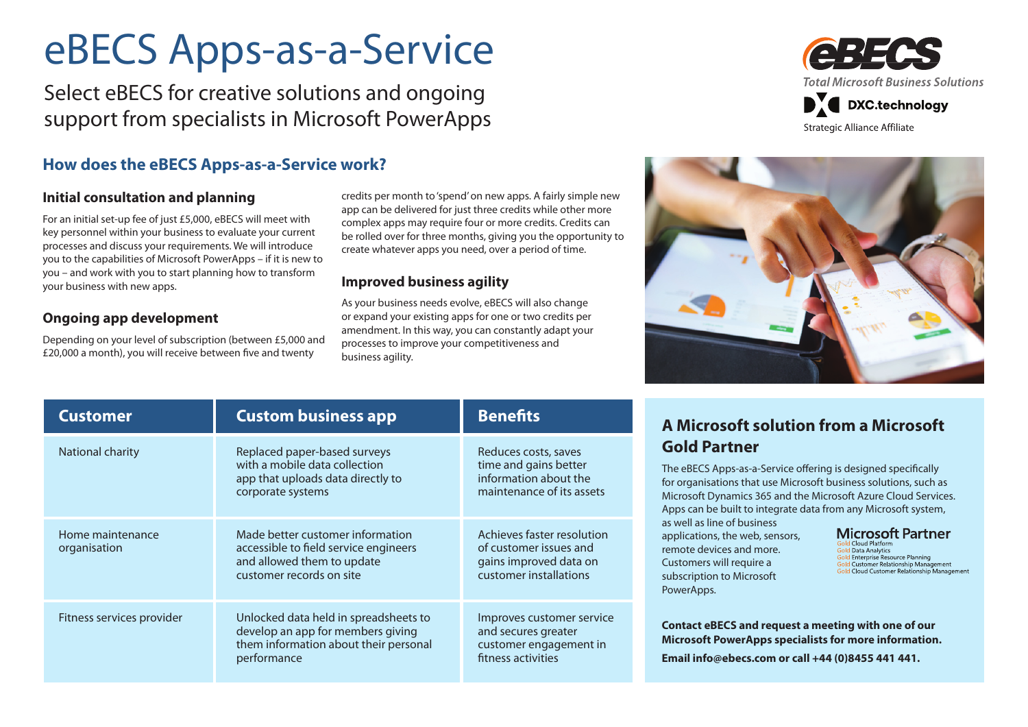# eBECS Apps-as-a-Service

Select eBECS for creative solutions and ongoing support from specialists in Microsoft PowerApps

eBECS
*Total Microsoft Business Solutions*
DXC.technology
Strategic Alliance Affiliate

## How does the eBECS Apps-as-a-Service work?

### Initial consultation and planning

For an initial set-up fee of just £5,000, eBECS will meet with key personnel within your business to evaluate your current processes and discuss your requirements. We will introduce you to the capabilities of Microsoft PowerApps – if it is new to you – and work with you to start planning how to transform your business with new apps.

### Ongoing app development

Depending on your level of subscription (between £5,000 and £20,000 a month), you will receive between five and twenty credits per month to 'spend' on new apps. A fairly simple new app can be delivered for just three credits while other more complex apps may require four or more credits. Credits can be rolled over for three months, giving you the opportunity to create whatever apps you need, over a period of time.

### Improved business agility

As your business needs evolve, eBECS will also change or expand your existing apps for one or two credits per amendment. In this way, you can constantly adapt your processes to improve your competitiveness and business agility.

| Customer | Custom business app | Benefits |
|---|---|---|
| National charity | Replaced paper-based surveys with a mobile data collection app that uploads data directly to corporate systems | Reduces costs, saves time and gains better information about the maintenance of its assets |
| Home maintenance organisation | Made better customer information accessible to field service engineers and allowed them to update customer records on site | Achieves faster resolution of customer issues and gains improved data on customer installations |
| Fitness services provider | Unlocked data held in spreadsheets to develop an app for members giving them information about their personal performance | Improves customer service and secures greater customer engagement in fitness activities |

## A Microsoft solution from a Microsoft Gold Partner

The eBECS Apps-as-a-Service offering is designed specifically for organisations that use Microsoft business solutions, such as Microsoft Dynamics 365 and the Microsoft Azure Cloud Services. Apps can be built to integrate data from any Microsoft system, as well as line of business applications, the web, sensors, remote devices and more. Customers will require a subscription to Microsoft PowerApps.

Microsoft Partner
Gold Cloud Platform
Gold Data Analytics
Gold Enterprise Resource Planning
Gold Customer Relationship Management
Gold Cloud Customer Relationship Management

**Contact eBECS and request a meeting with one of our Microsoft PowerApps specialists for more information.**

**Email info@ebecs.com or call +44 (0)8455 441 441.**